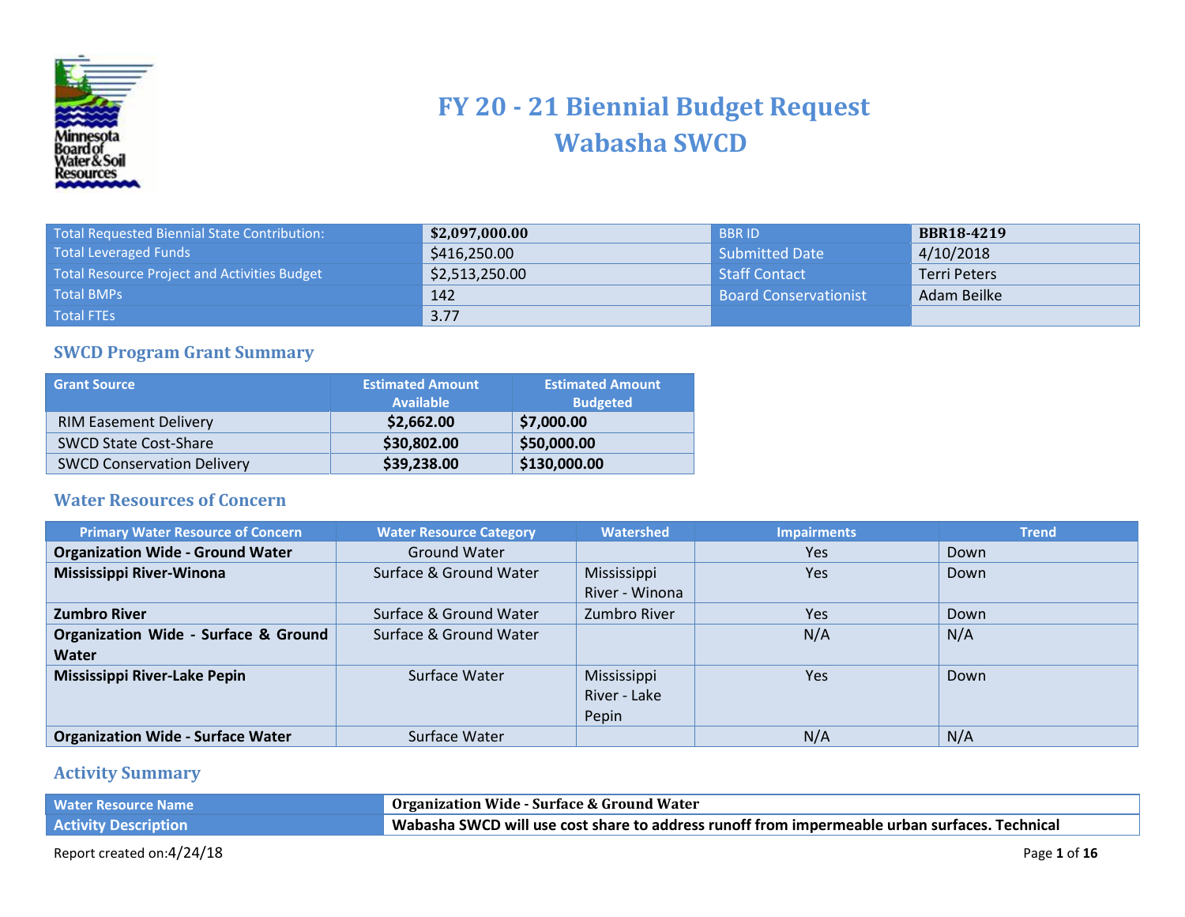# FY 20 - 21 Biennial Budget Request
# Wabasha SWCD

| | | | |
|---|---|---|---|
| Total Requested Biennial State Contribution: | **$2,097,000.00** | BBR ID | **BBR18-4219** |
| Total Leveraged Funds | $416,250.00 | Submitted Date | 4/10/2018 |
| Total Resource Project and Activities Budget | $2,513,250.00 | Staff Contact | Terri Peters |
| Total BMPs | 142 | Board Conservationist | Adam Beilke |
| Total FTEs | 3.77 | | |

## SWCD Program Grant Summary

| Grant Source | Estimated Amount Available | Estimated Amount Budgeted |
|---|---|---|
| RIM Easement Delivery | **$2,662.00** | **$7,000.00** |
| SWCD State Cost-Share | **$30,802.00** | **$50,000.00** |
| SWCD Conservation Delivery | **$39,238.00** | **$130,000.00** |

## Water Resources of Concern

| Primary Water Resource of Concern | Water Resource Category | Watershed | Impairments | Trend |
|---|---|---|---|---|
| **Organization Wide - Ground Water** | Ground Water | | Yes | Down |
| **Mississippi River-Winona** | Surface & Ground Water | Mississippi River - Winona | Yes | Down |
| **Zumbro River** | Surface & Ground Water | Zumbro River | Yes | Down |
| **Organization Wide - Surface & Ground Water** | Surface & Ground Water | | N/A | N/A |
| **Mississippi River-Lake Pepin** | Surface Water | Mississippi River - Lake Pepin | Yes | Down |
| **Organization Wide - Surface Water** | Surface Water | | N/A | N/A |

## Activity Summary

| | |
|---|---|
| Water Resource Name | **Organization Wide - Surface & Ground Water** |
| Activity Description | **Wabasha SWCD will use cost share to address runoff from impermeable urban surfaces. Technical** |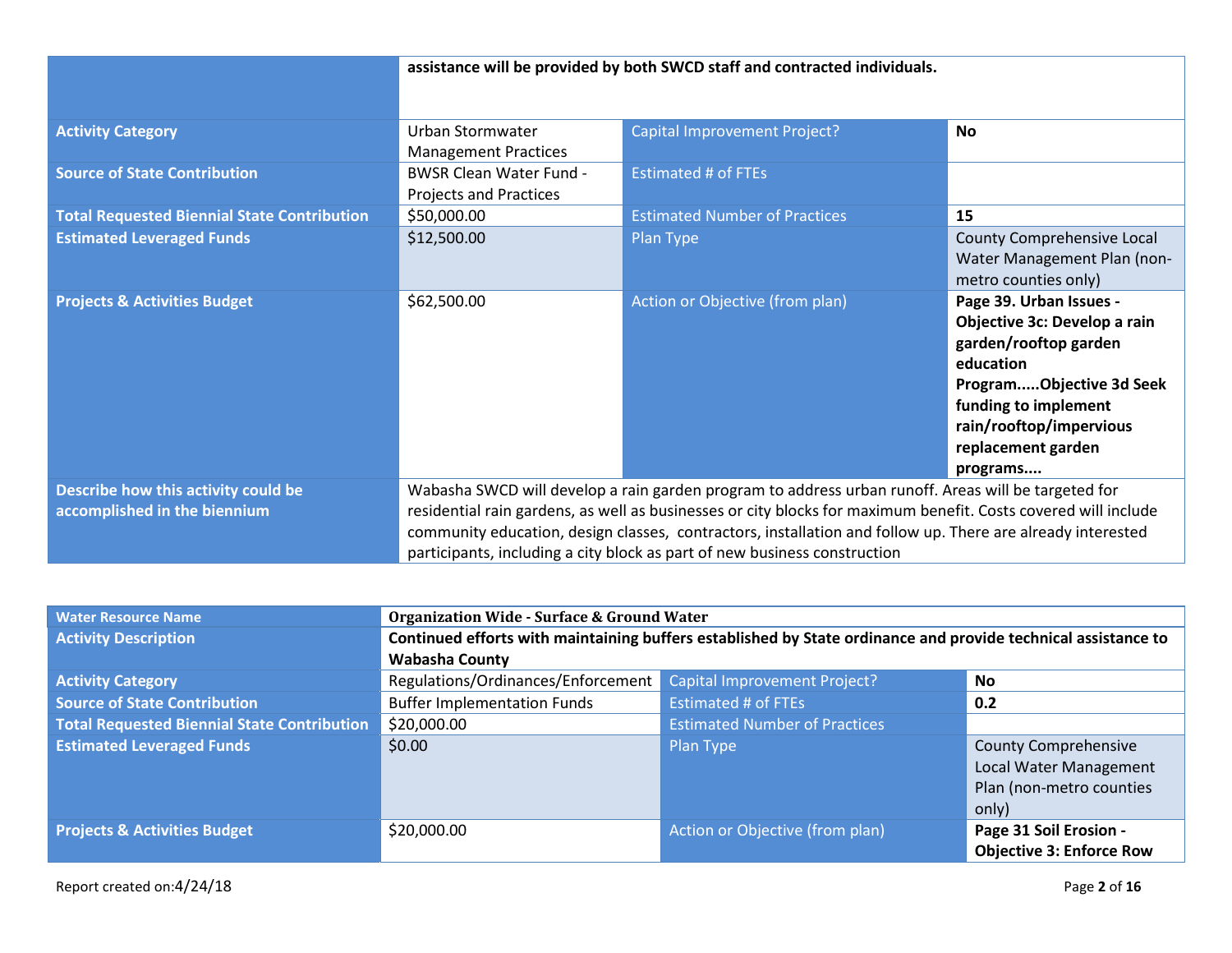| | | | |
|---|---|---|---|
| | **assistance will be provided by both SWCD staff and contracted individuals.** | | |
| Activity Category | Urban Stormwater Management Practices | Capital Improvement Project? | **No** |
| Source of State Contribution | BWSR Clean Water Fund - Projects and Practices | Estimated # of FTEs | |
| Total Requested Biennial State Contribution | $50,000.00 | Estimated Number of Practices | **15** |
| Estimated Leveraged Funds | $12,500.00 | Plan Type | County Comprehensive Local Water Management Plan (non-metro counties only) |
| Projects & Activities Budget | $62,500.00 | Action or Objective (from plan) | **Page 39. Urban Issues - Objective 3c: Develop a rain garden/rooftop garden education Program.....Objective 3d Seek funding to implement rain/rooftop/impervious replacement garden programs....** |
| Describe how this activity could be accomplished in the biennium | Wabasha SWCD will develop a rain garden program to address urban runoff. Areas will be targeted for residential rain gardens, as well as businesses or city blocks for maximum benefit. Costs covered will include community education, design classes, contractors, installation and follow up. There are already interested participants, including a city block as part of new business construction | | |

| Water Resource Name | **Organization Wide - Surface & Ground Water** | | |
|---|---|---|---|
| Activity Description | **Continued efforts with maintaining buffers established by State ordinance and provide technical assistance to Wabasha County** | | |
| Activity Category | Regulations/Ordinances/Enforcement | Capital Improvement Project? | **No** |
| Source of State Contribution | Buffer Implementation Funds | Estimated # of FTEs | **0.2** |
| Total Requested Biennial State Contribution | $20,000.00 | Estimated Number of Practices | |
| Estimated Leveraged Funds | $0.00 | Plan Type | County Comprehensive Local Water Management Plan (non-metro counties only) |
| Projects & Activities Budget | $20,000.00 | Action or Objective (from plan) | **Page 31 Soil Erosion - Objective 3: Enforce Row** |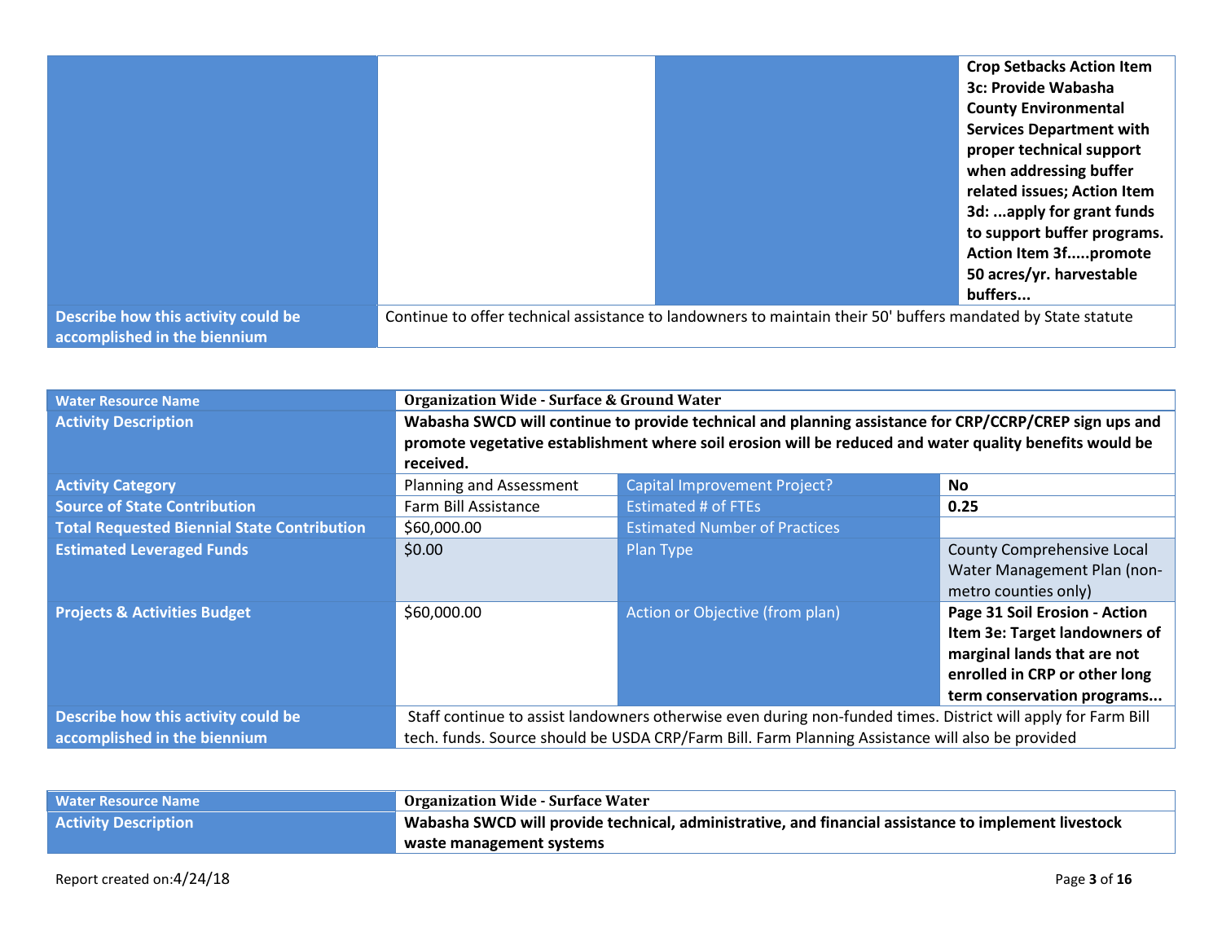| | | | |
|---|---|---|---|
| | | | **Crop Setbacks Action Item 3c: Provide Wabasha County Environmental Services Department with proper technical support when addressing buffer related issues; Action Item 3d: ...apply for grant funds to support buffer programs. Action Item 3f.....promote 50 acres/yr. harvestable buffers...** |
| **Describe how this activity could be accomplished in the biennium** | Continue to offer technical assistance to landowners to maintain their 50' buffers mandated by State statute | | |

| | | | |
|---|---|---|---|
| **Water Resource Name** | **Organization Wide - Surface & Ground Water** | | |
| **Activity Description** | **Wabasha SWCD will continue to provide technical and planning assistance for CRP/CCRP/CREP sign ups and promote vegetative establishment where soil erosion will be reduced and water quality benefits would be received.** | | |
| **Activity Category** | Planning and Assessment | Capital Improvement Project? | **No** |
| **Source of State Contribution** | Farm Bill Assistance | Estimated # of FTEs | **0.25** |
| **Total Requested Biennial State Contribution** | $60,000.00 | Estimated Number of Practices | |
| **Estimated Leveraged Funds** | $0.00 | Plan Type | County Comprehensive Local Water Management Plan (non-metro counties only) |
| **Projects & Activities Budget** | $60,000.00 | Action or Objective (from plan) | **Page 31 Soil Erosion - Action Item 3e: Target landowners of marginal lands that are not enrolled in CRP or other long term conservation programs...** |
| **Describe how this activity could be accomplished in the biennium** | Staff continue to assist landowners otherwise even during non-funded times. District will apply for Farm Bill tech. funds. Source should be USDA CRP/Farm Bill. Farm Planning Assistance will also be provided | | |

| | |
|---|---|
| **Water Resource Name** | **Organization Wide - Surface Water** |
| **Activity Description** | **Wabasha SWCD will provide technical, administrative, and financial assistance to implement livestock waste management systems** |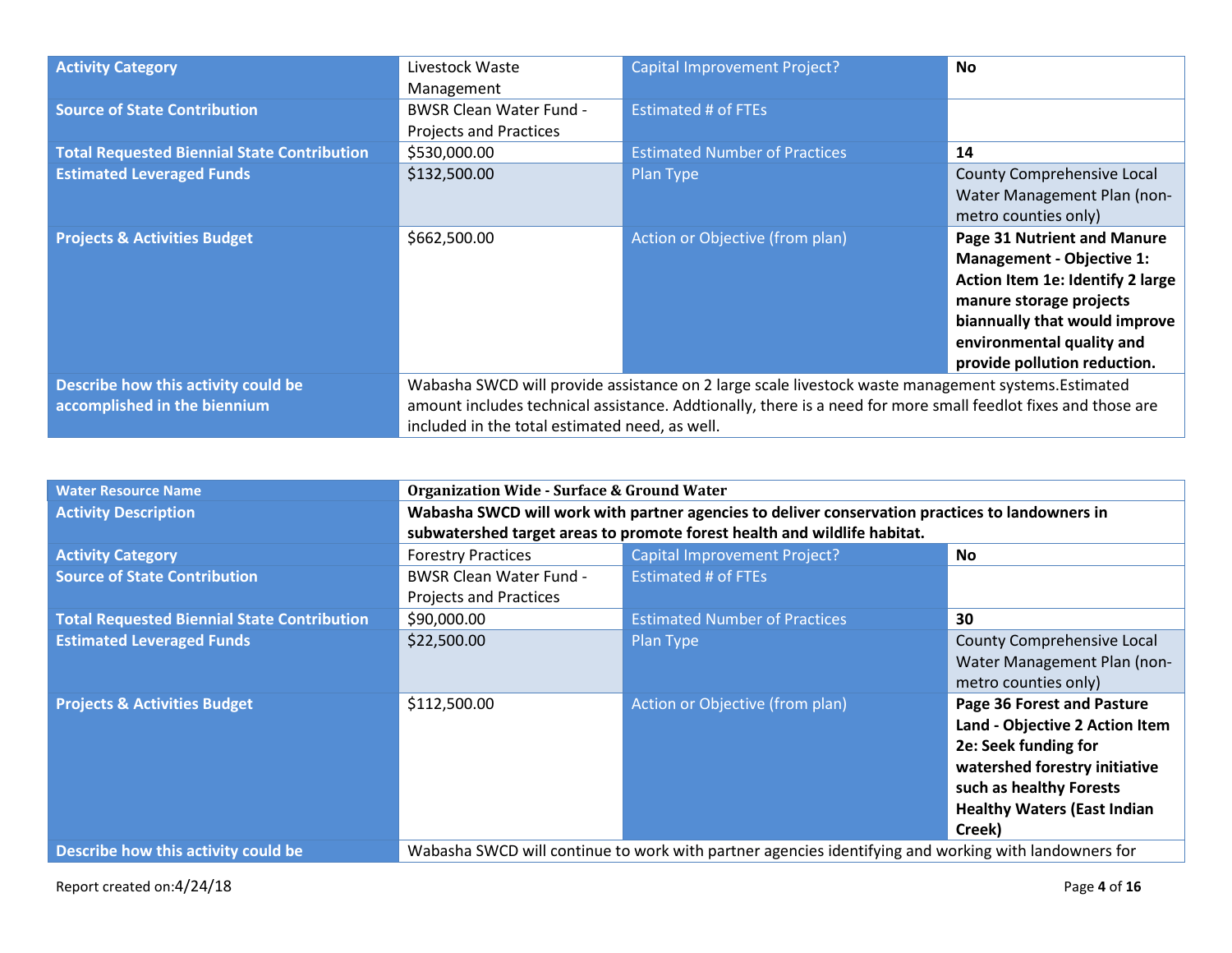| Activity Category | Livestock Waste Management | Capital Improvement Project? | **No** |
|---|---|---|---|
| Source of State Contribution | BWSR Clean Water Fund - Projects and Practices | Estimated # of FTEs | |
| Total Requested Biennial State Contribution | $530,000.00 | Estimated Number of Practices | **14** |
| Estimated Leveraged Funds | $132,500.00 | Plan Type | County Comprehensive Local Water Management Plan (non-metro counties only) |
| Projects & Activities Budget | $662,500.00 | Action or Objective (from plan) | **Page 31 Nutrient and Manure Management - Objective 1: Action Item 1e: Identify 2 large manure storage projects biannually that would improve environmental quality and provide pollution reduction.** |
| Describe how this activity could be accomplished in the biennium | Wabasha SWCD will provide assistance on 2 large scale livestock waste management systems.Estimated amount includes technical assistance. Addtionally, there is a need for more small feedlot fixes and those are included in the total estimated need, as well. | | |

| Water Resource Name | **Organization Wide - Surface & Ground Water** | | |
|---|---|---|---|
| Activity Description | **Wabasha SWCD will work with partner agencies to deliver conservation practices to landowners in subwatershed target areas to promote forest health and wildlife habitat.** | | |
| Activity Category | Forestry Practices | Capital Improvement Project? | **No** |
| Source of State Contribution | BWSR Clean Water Fund - Projects and Practices | Estimated # of FTEs | |
| Total Requested Biennial State Contribution | $90,000.00 | Estimated Number of Practices | **30** |
| Estimated Leveraged Funds | $22,500.00 | Plan Type | County Comprehensive Local Water Management Plan (non-metro counties only) |
| Projects & Activities Budget | $112,500.00 | Action or Objective (from plan) | **Page 36 Forest and Pasture Land - Objective 2 Action Item 2e: Seek funding for watershed forestry initiative such as healthy Forests Healthy Waters (East Indian Creek)** |
| Describe how this activity could be | Wabasha SWCD will continue to work with partner agencies identifying and working with landowners for | | |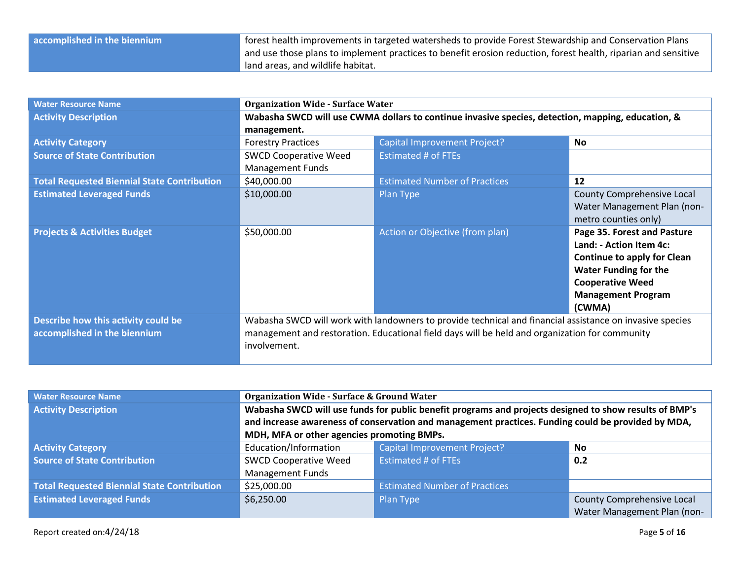| | |
|---|---|
| **accomplished in the biennium** | forest health improvements in targeted watersheds to provide Forest Stewardship and Conservation Plans and use those plans to implement practices to benefit erosion reduction, forest health, riparian and sensitive land areas, and wildlife habitat. |

| **Water Resource Name** | **Organization Wide - Surface Water** | | |
|---|---|---|---|
| **Activity Description** | **Wabasha SWCD will use CWMA dollars to continue invasive species, detection, mapping, education, & management.** | | |
| **Activity Category** | Forestry Practices | Capital Improvement Project? | **No** |
| **Source of State Contribution** | SWCD Cooperative Weed Management Funds | Estimated # of FTEs | |
| **Total Requested Biennial State Contribution** | $40,000.00 | Estimated Number of Practices | **12** |
| **Estimated Leveraged Funds** | $10,000.00 | Plan Type | County Comprehensive Local Water Management Plan (non-metro counties only) |
| **Projects & Activities Budget** | $50,000.00 | Action or Objective (from plan) | **Page 35. Forest and Pasture Land: - Action Item 4c: Continue to apply for Clean Water Funding for the Cooperative Weed Management Program (CWMA)** |
| **Describe how this activity could be accomplished in the biennium** | Wabasha SWCD will work with landowners to provide technical and financial assistance on invasive species management and restoration. Educational field days will be held and organization for community involvement. | | |

| **Water Resource Name** | **Organization Wide - Surface & Ground Water** | | |
|---|---|---|---|
| **Activity Description** | **Wabasha SWCD will use funds for public benefit programs and projects designed to show results of BMP's and increase awareness of conservation and management practices. Funding could be provided by MDA, MDH, MFA or other agencies promoting BMPs.** | | |
| **Activity Category** | Education/Information | Capital Improvement Project? | **No** |
| **Source of State Contribution** | SWCD Cooperative Weed Management Funds | Estimated # of FTEs | **0.2** |
| **Total Requested Biennial State Contribution** | $25,000.00 | Estimated Number of Practices | |
| **Estimated Leveraged Funds** | $6,250.00 | Plan Type | County Comprehensive Local Water Management Plan (non- |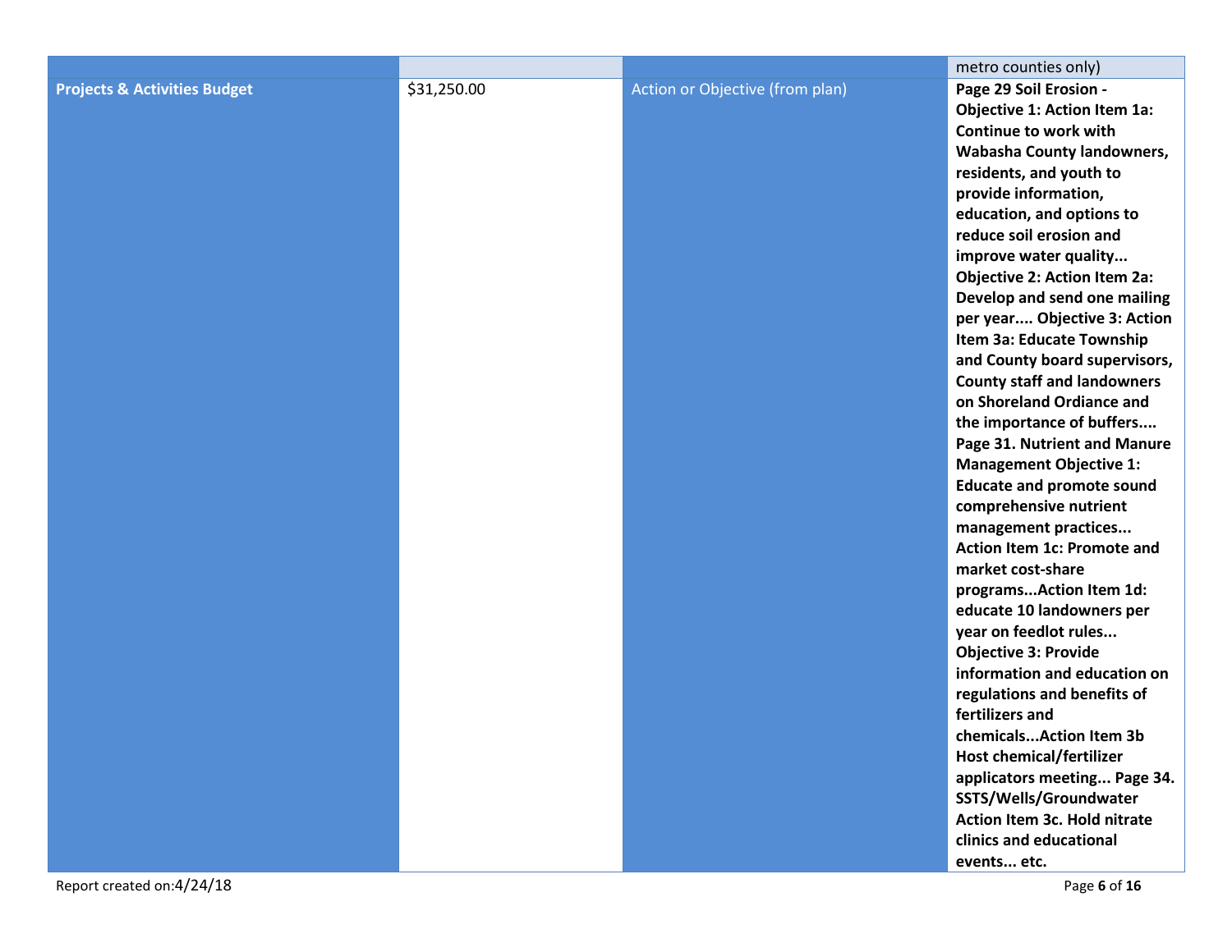| | | | metro counties only) |
|---|---|---|---|
| **Projects & Activities Budget** | $31,250.00 | Action or Objective (from plan) | **Page 29 Soil Erosion - Objective 1: Action Item 1a: Continue to work with Wabasha County landowners, residents, and youth to provide information, education, and options to reduce soil erosion and improve water quality... Objective 2: Action Item 2a: Develop and send one mailing per year.... Objective 3: Action Item 3a: Educate Township and County board supervisors, County staff and landowners on Shoreland Ordiance and the importance of buffers.... Page 31. Nutrient and Manure Management Objective 1: Educate and promote sound comprehensive nutrient management practices... Action Item 1c: Promote and market cost-share programs...Action Item 1d: educate 10 landowners per year on feedlot rules... Objective 3: Provide information and education on regulations and benefits of fertilizers and chemicals...Action Item 3b Host chemical/fertilizer applicators meeting... Page 34. SSTS/Wells/Groundwater Action Item 3c. Hold nitrate clinics and educational events... etc.** |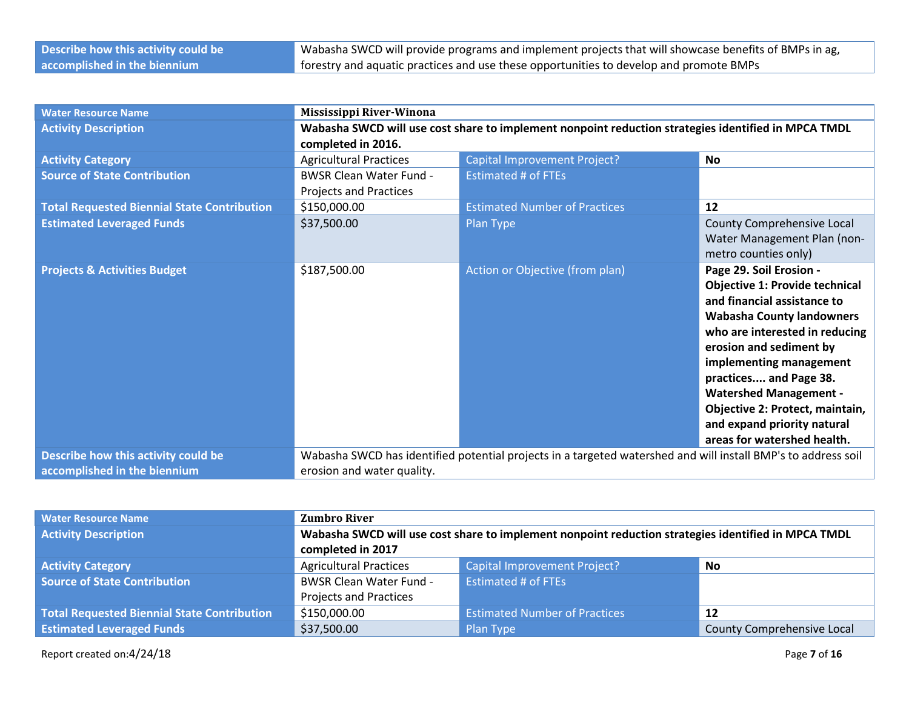| | |
|---|---|
| **Describe how this activity could be accomplished in the biennium** | Wabasha SWCD will provide programs and implement projects that will showcase benefits of BMPs in ag, forestry and aquatic practices and use these opportunities to develop and promote BMPs |

| | | | |
|---|---|---|---|
| **Water Resource Name** | **Mississippi River-Winona** | | |
| **Activity Description** | **Wabasha SWCD will use cost share to implement nonpoint reduction strategies identified in MPCA TMDL completed in 2016.** | | |
| **Activity Category** | Agricultural Practices | Capital Improvement Project? | **No** |
| **Source of State Contribution** | BWSR Clean Water Fund - Projects and Practices | Estimated # of FTEs | |
| **Total Requested Biennial State Contribution** | $150,000.00 | Estimated Number of Practices | **12** |
| **Estimated Leveraged Funds** | $37,500.00 | Plan Type | County Comprehensive Local Water Management Plan (non-metro counties only) |
| **Projects & Activities Budget** | $187,500.00 | Action or Objective (from plan) | **Page 29. Soil Erosion - Objective 1: Provide technical and financial assistance to Wabasha County landowners who are interested in reducing erosion and sediment by implementing management practices.... and Page 38. Watershed Management - Objective 2: Protect, maintain, and expand priority natural areas for watershed health.** |
| **Describe how this activity could be accomplished in the biennium** | Wabasha SWCD has identified potential projects in a targeted watershed and will install BMP's to address soil erosion and water quality. | | |

| | | | |
|---|---|---|---|
| **Water Resource Name** | **Zumbro River** | | |
| **Activity Description** | **Wabasha SWCD will use cost share to implement nonpoint reduction strategies identified in MPCA TMDL completed in 2017** | | |
| **Activity Category** | Agricultural Practices | Capital Improvement Project? | **No** |
| **Source of State Contribution** | BWSR Clean Water Fund - Projects and Practices | Estimated # of FTEs | |
| **Total Requested Biennial State Contribution** | $150,000.00 | Estimated Number of Practices | **12** |
| **Estimated Leveraged Funds** | $37,500.00 | Plan Type | County Comprehensive Local |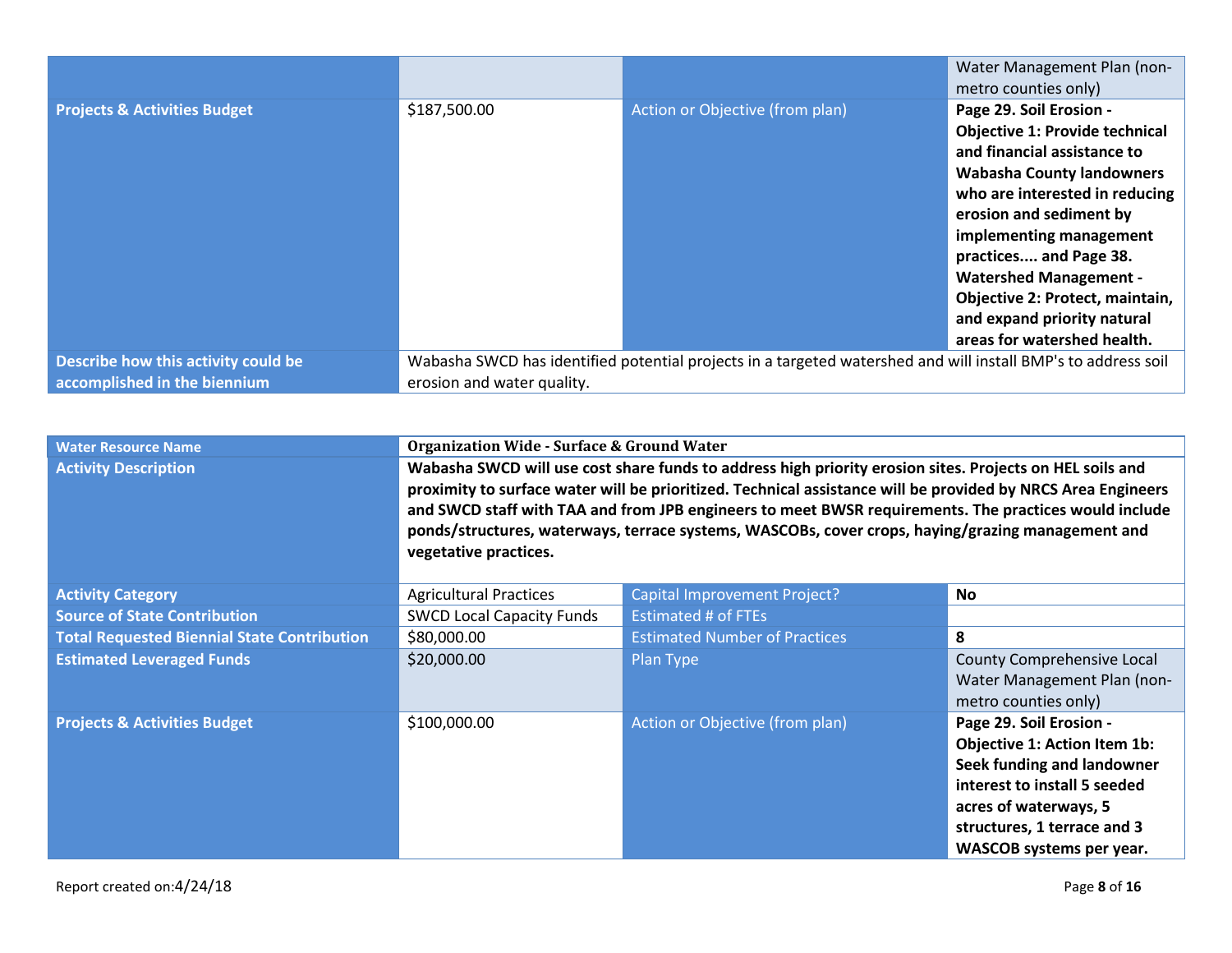| | | | |
|---|---|---|---|
| | | | Water Management Plan (non-metro counties only) |
| **Projects & Activities Budget** | $187,500.00 | Action or Objective (from plan) | **Page 29. Soil Erosion - Objective 1: Provide technical and financial assistance to Wabasha County landowners who are interested in reducing erosion and sediment by implementing management practices.... and Page 38. Watershed Management - Objective 2: Protect, maintain, and expand priority natural areas for watershed health.** |
| **Describe how this activity could be accomplished in the biennium** | Wabasha SWCD has identified potential projects in a targeted watershed and will install BMP's to address soil erosion and water quality. | | |

| | | | |
|---|---|---|---|
| **Water Resource Name** | **Organization Wide - Surface & Ground Water** | | |
| **Activity Description** | **Wabasha SWCD will use cost share funds to address high priority erosion sites. Projects on HEL soils and proximity to surface water will be prioritized. Technical assistance will be provided by NRCS Area Engineers and SWCD staff with TAA and from JPB engineers to meet BWSR requirements. The practices would include ponds/structures, waterways, terrace systems, WASCOBs, cover crops, haying/grazing management and vegetative practices.** | | |
| **Activity Category** | Agricultural Practices | Capital Improvement Project? | **No** |
| **Source of State Contribution** | SWCD Local Capacity Funds | Estimated # of FTEs | |
| **Total Requested Biennial State Contribution** | $80,000.00 | Estimated Number of Practices | **8** |
| **Estimated Leveraged Funds** | $20,000.00 | Plan Type | County Comprehensive Local Water Management Plan (non-metro counties only) |
| **Projects & Activities Budget** | $100,000.00 | Action or Objective (from plan) | **Page 29. Soil Erosion - Objective 1: Action Item 1b: Seek funding and landowner interest to install 5 seeded acres of waterways, 5 structures, 1 terrace and 3 WASCOB systems per year.** |

Report created on:4/24/18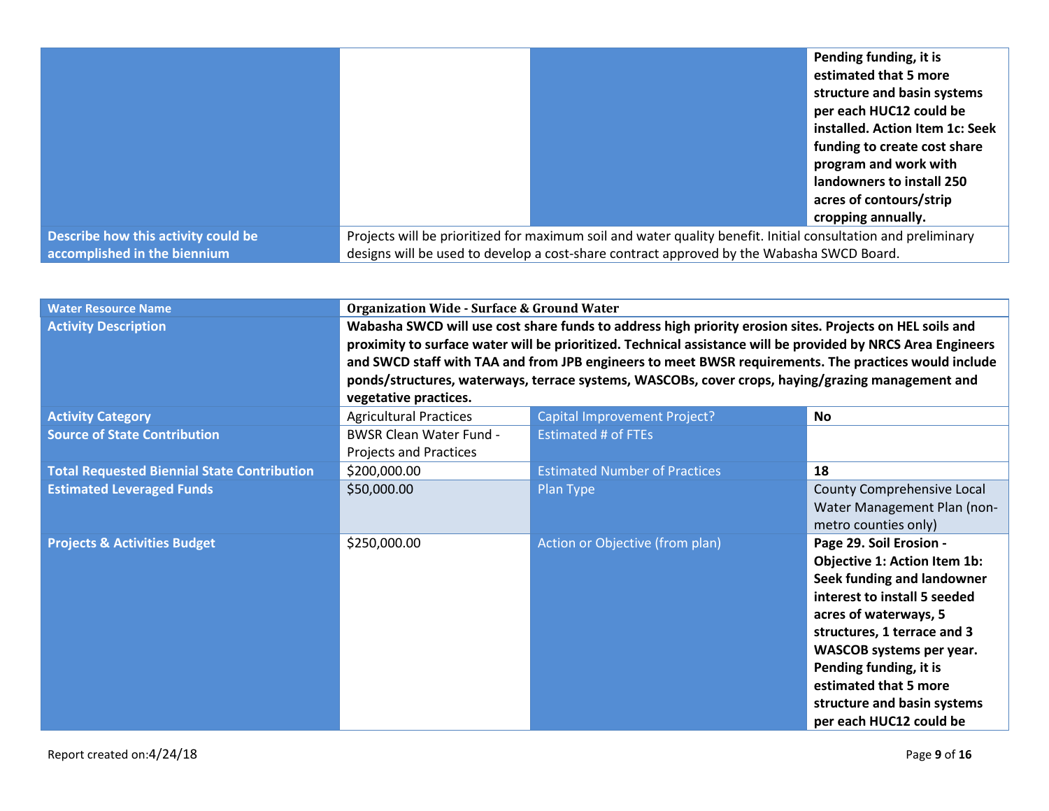| | | | |
|---|---|---|---|
| | | | **Pending funding, it is estimated that 5 more structure and basin systems per each HUC12 could be installed. Action Item 1c: Seek funding to create cost share program and work with landowners to install 250 acres of contours/strip cropping annually.** |
| **Describe how this activity could be accomplished in the biennium** | Projects will be prioritized for maximum soil and water quality benefit. Initial consultation and preliminary designs will be used to develop a cost-share contract approved by the Wabasha SWCD Board. | | |

| | | | |
|---|---|---|---|
| **Water Resource Name** | **Organization Wide - Surface & Ground Water** | | |
| **Activity Description** | **Wabasha SWCD will use cost share funds to address high priority erosion sites. Projects on HEL soils and proximity to surface water will be prioritized. Technical assistance will be provided by NRCS Area Engineers and SWCD staff with TAA and from JPB engineers to meet BWSR requirements. The practices would include ponds/structures, waterways, terrace systems, WASCOBs, cover crops, haying/grazing management and vegetative practices.** | | |
| **Activity Category** | Agricultural Practices | Capital Improvement Project? | **No** |
| **Source of State Contribution** | BWSR Clean Water Fund - Projects and Practices | Estimated # of FTEs | |
| **Total Requested Biennial State Contribution** | $200,000.00 | Estimated Number of Practices | **18** |
| **Estimated Leveraged Funds** | $50,000.00 | Plan Type | County Comprehensive Local Water Management Plan (non-metro counties only) |
| **Projects & Activities Budget** | $250,000.00 | Action or Objective (from plan) | **Page 29. Soil Erosion - Objective 1: Action Item 1b: Seek funding and landowner interest to install 5 seeded acres of waterways, 5 structures, 1 terrace and 3 WASCOB systems per year. Pending funding, it is estimated that 5 more structure and basin systems per each HUC12 could be** |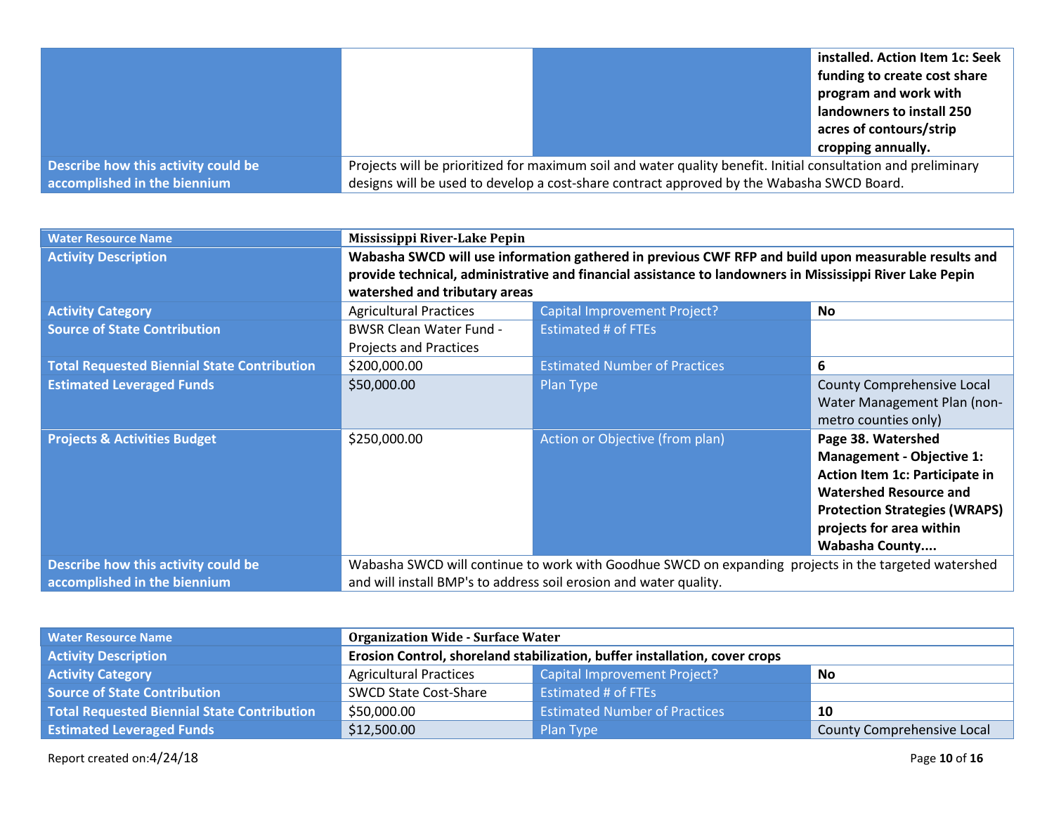| | | | installed. Action Item 1c: Seek funding to create cost share program and work with landowners to install 250 acres of contours/strip cropping annually. |
|---|---|---|---|
| Describe how this activity could be accomplished in the biennium | Projects will be prioritized for maximum soil and water quality benefit. Initial consultation and preliminary designs will be used to develop a cost-share contract approved by the Wabasha SWCD Board. | | |

| Water Resource Name | Mississippi River-Lake Pepin | | |
|---|---|---|---|
| Activity Description | **Wabasha SWCD will use information gathered in previous CWF RFP and build upon measurable results and provide technical, administrative and financial assistance to landowners in Mississippi River Lake Pepin watershed and tributary areas** | | |
| Activity Category | Agricultural Practices | Capital Improvement Project? | **No** |
| Source of State Contribution | BWSR Clean Water Fund - Projects and Practices | Estimated # of FTEs | |
| Total Requested Biennial State Contribution | $200,000.00 | Estimated Number of Practices | **6** |
| Estimated Leveraged Funds | $50,000.00 | Plan Type | County Comprehensive Local Water Management Plan (non-metro counties only) |
| Projects & Activities Budget | $250,000.00 | Action or Objective (from plan) | **Page 38. Watershed Management - Objective 1: Action Item 1c: Participate in Watershed Resource and Protection Strategies (WRAPS) projects for area within Wabasha County....** |
| Describe how this activity could be accomplished in the biennium | Wabasha SWCD will continue to work with Goodhue SWCD on expanding projects in the targeted watershed and will install BMP's to address soil erosion and water quality. | | |

| Water Resource Name | Organization Wide - Surface Water | | |
|---|---|---|---|
| Activity Description | **Erosion Control, shoreland stabilization, buffer installation, cover crops** | | |
| Activity Category | Agricultural Practices | Capital Improvement Project? | **No** |
| Source of State Contribution | SWCD State Cost-Share | Estimated # of FTEs | |
| Total Requested Biennial State Contribution | $50,000.00 | Estimated Number of Practices | **10** |
| Estimated Leveraged Funds | $12,500.00 | Plan Type | County Comprehensive Local |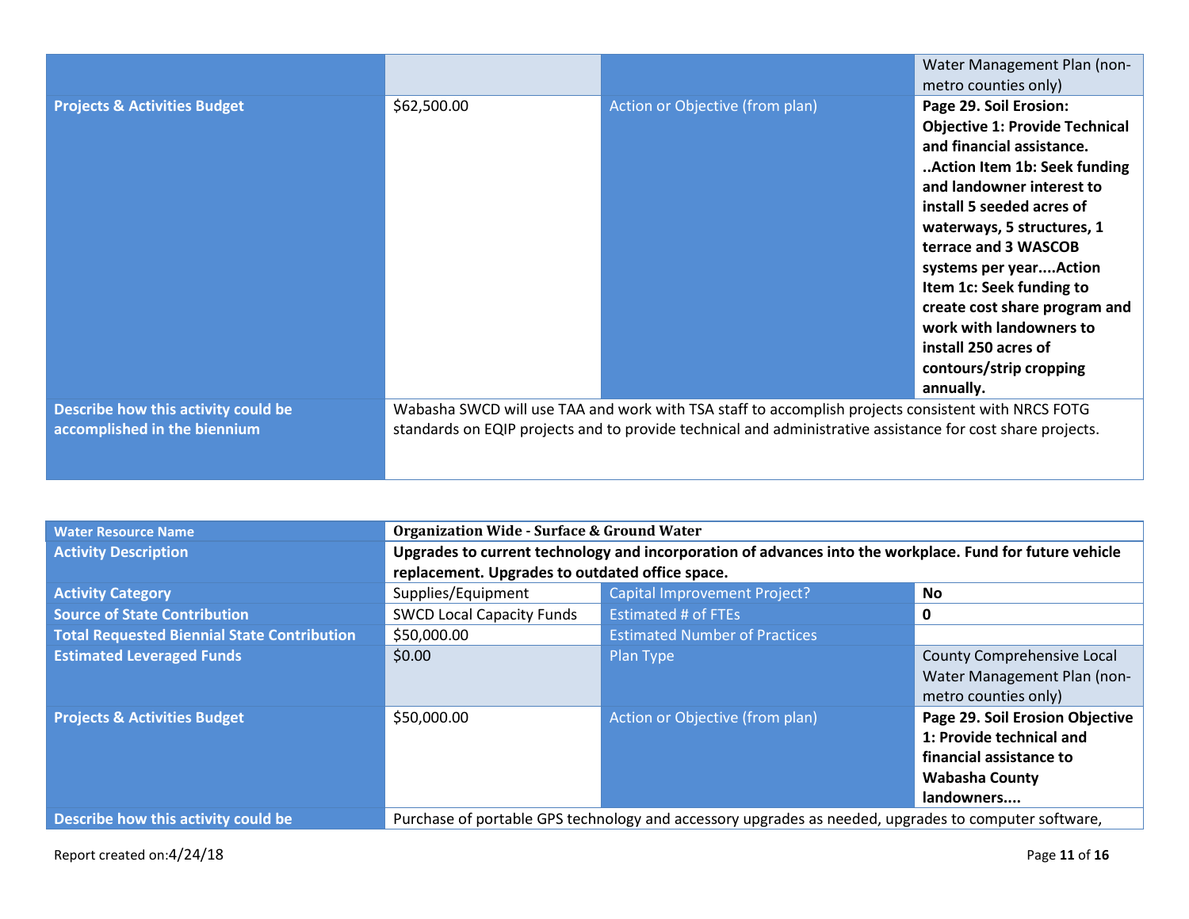| | | | |
|---|---|---|---|
| | | | Water Management Plan (non-metro counties only) |
| **Projects & Activities Budget** | $62,500.00 | Action or Objective (from plan) | **Page 29. Soil Erosion: Objective 1: Provide Technical and financial assistance. ..Action Item 1b: Seek funding and landowner interest to install 5 seeded acres of waterways, 5 structures, 1 terrace and 3 WASCOB systems per year....Action Item 1c: Seek funding to create cost share program and work with landowners to install 250 acres of contours/strip cropping annually.** |
| **Describe how this activity could be accomplished in the biennium** | Wabasha SWCD will use TAA and work with TSA staff to accomplish projects consistent with NRCS FOTG standards on EQIP projects and to provide technical and administrative assistance for cost share projects. | | |

| **Water Resource Name** | **Organization Wide - Surface & Ground Water** | | |
|---|---|---|---|
| **Activity Description** | **Upgrades to current technology and incorporation of advances into the workplace. Fund for future vehicle replacement. Upgrades to outdated office space.** | | |
| **Activity Category** | Supplies/Equipment | Capital Improvement Project? | **No** |
| **Source of State Contribution** | SWCD Local Capacity Funds | Estimated # of FTEs | **0** |
| **Total Requested Biennial State Contribution** | $50,000.00 | Estimated Number of Practices | |
| **Estimated Leveraged Funds** | $0.00 | Plan Type | County Comprehensive Local Water Management Plan (non-metro counties only) |
| **Projects & Activities Budget** | $50,000.00 | Action or Objective (from plan) | **Page 29. Soil Erosion Objective 1: Provide technical and financial assistance to Wabasha County landowners....** |
| **Describe how this activity could be** | Purchase of portable GPS technology and accessory upgrades as needed, upgrades to computer software, | | |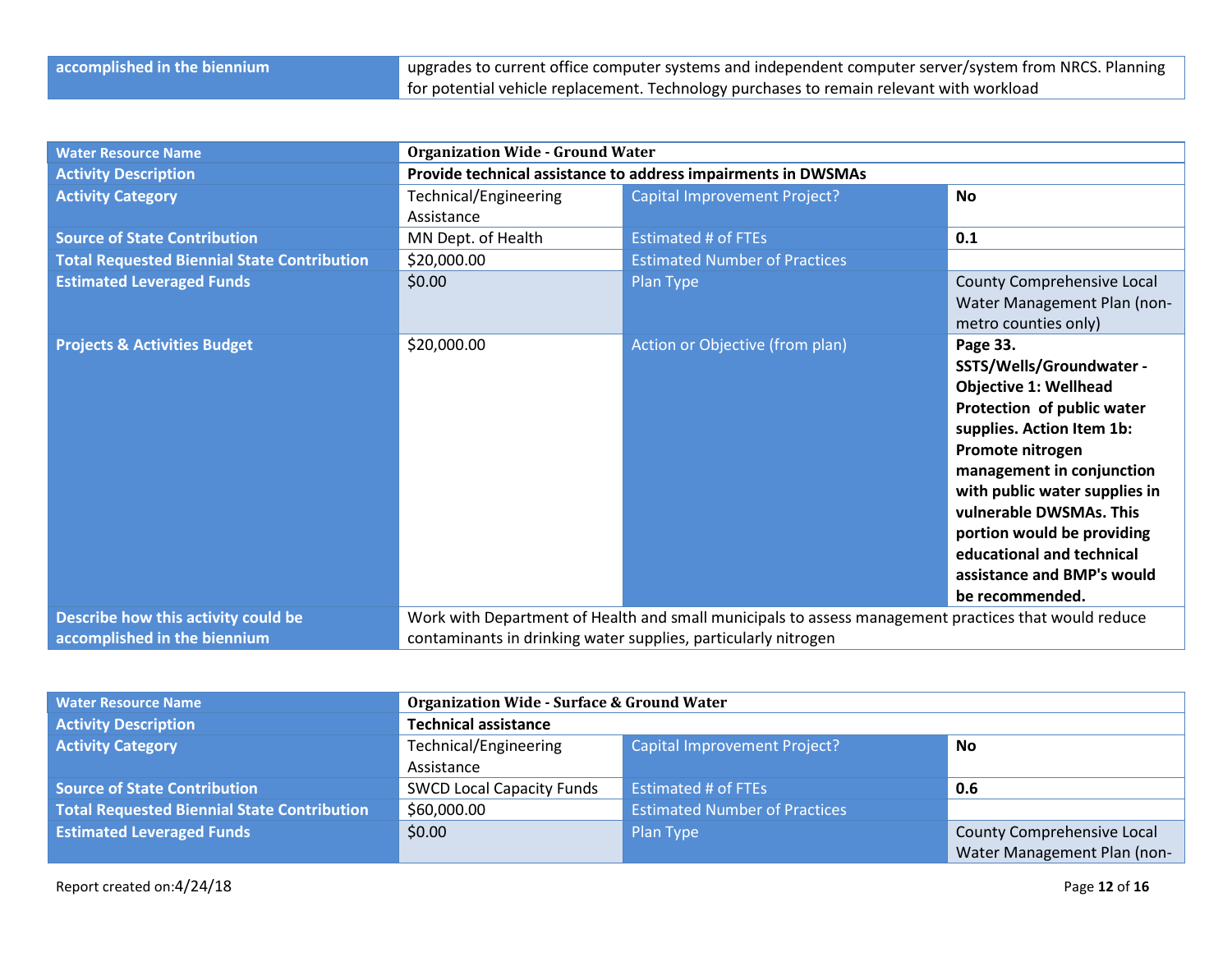| accomplished in the biennium | upgrades to current office computer systems and independent computer server/system from NRCS. Planning for potential vehicle replacement. Technology purchases to remain relevant with workload | | |
|---|---|---|---|

| Water Resource Name | **Organization Wide - Ground Water** | | |
|---|---|---|---|
| Activity Description | **Provide technical assistance to address impairments in DWSMAs** | | |
| Activity Category | Technical/Engineering Assistance | Capital Improvement Project? | **No** |
| Source of State Contribution | MN Dept. of Health | Estimated # of FTEs | **0.1** |
| Total Requested Biennial State Contribution | $20,000.00 | Estimated Number of Practices | |
| Estimated Leveraged Funds | $0.00 | Plan Type | County Comprehensive Local Water Management Plan (non-metro counties only) |
| Projects & Activities Budget | $20,000.00 | Action or Objective (from plan) | **Page 33. SSTS/Wells/Groundwater - Objective 1: Wellhead Protection of public water supplies. Action Item 1b: Promote nitrogen management in conjunction with public water supplies in vulnerable DWSMAs. This portion would be providing educational and technical assistance and BMP's would be recommended.** |
| Describe how this activity could be accomplished in the biennium | Work with Department of Health and small municipals to assess management practices that would reduce contaminants in drinking water supplies, particularly nitrogen | | |

| Water Resource Name | **Organization Wide - Surface & Ground Water** | | |
|---|---|---|---|
| Activity Description | **Technical assistance** | | |
| Activity Category | Technical/Engineering Assistance | Capital Improvement Project? | **No** |
| Source of State Contribution | SWCD Local Capacity Funds | Estimated # of FTEs | **0.6** |
| Total Requested Biennial State Contribution | $60,000.00 | Estimated Number of Practices | |
| Estimated Leveraged Funds | $0.00 | Plan Type | County Comprehensive Local Water Management Plan (non- |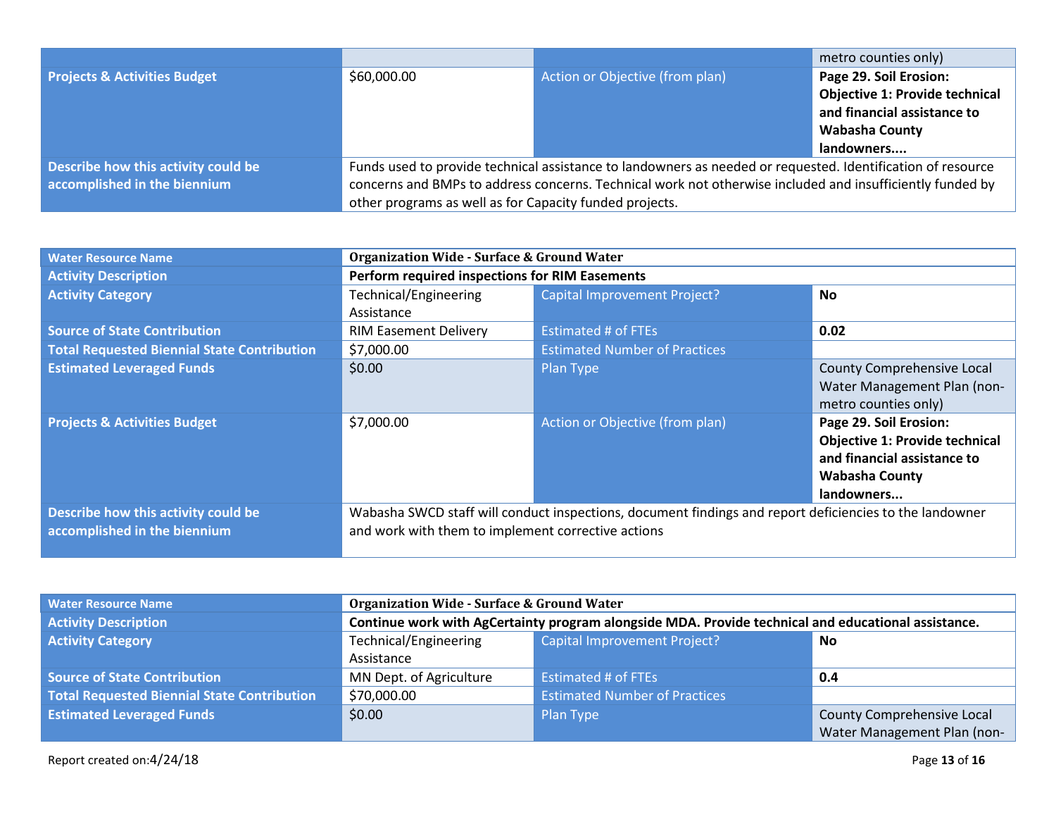| | | | metro counties only) |
|---|---|---|---|
| **Projects & Activities Budget** | $60,000.00 | Action or Objective (from plan) | **Page 29. Soil Erosion: Objective 1: Provide technical and financial assistance to Wabasha County landowners....** |
| **Describe how this activity could be accomplished in the biennium** | Funds used to provide technical assistance to landowners as needed or requested. Identification of resource concerns and BMPs to address concerns. Technical work not otherwise included and insufficiently funded by other programs as well as for Capacity funded projects. | | |

| **Water Resource Name** | **Organization Wide - Surface & Ground Water** | | |
|---|---|---|---|
| **Activity Description** | **Perform required inspections for RIM Easements** | | |
| **Activity Category** | Technical/Engineering Assistance | Capital Improvement Project? | **No** |
| **Source of State Contribution** | RIM Easement Delivery | Estimated # of FTEs | **0.02** |
| **Total Requested Biennial State Contribution** | $7,000.00 | Estimated Number of Practices | |
| **Estimated Leveraged Funds** | $0.00 | Plan Type | County Comprehensive Local Water Management Plan (non-metro counties only) |
| **Projects & Activities Budget** | $7,000.00 | Action or Objective (from plan) | **Page 29. Soil Erosion: Objective 1: Provide technical and financial assistance to Wabasha County landowners...** |
| **Describe how this activity could be accomplished in the biennium** | Wabasha SWCD staff will conduct inspections, document findings and report deficiencies to the landowner and work with them to implement corrective actions | | |

| **Water Resource Name** | **Organization Wide - Surface & Ground Water** | | |
|---|---|---|---|
| **Activity Description** | **Continue work with AgCertainty program alongside MDA. Provide technical and educational assistance.** | | |
| **Activity Category** | Technical/Engineering Assistance | Capital Improvement Project? | **No** |
| **Source of State Contribution** | MN Dept. of Agriculture | Estimated # of FTEs | **0.4** |
| **Total Requested Biennial State Contribution** | $70,000.00 | Estimated Number of Practices | |
| **Estimated Leveraged Funds** | $0.00 | Plan Type | County Comprehensive Local Water Management Plan (non- |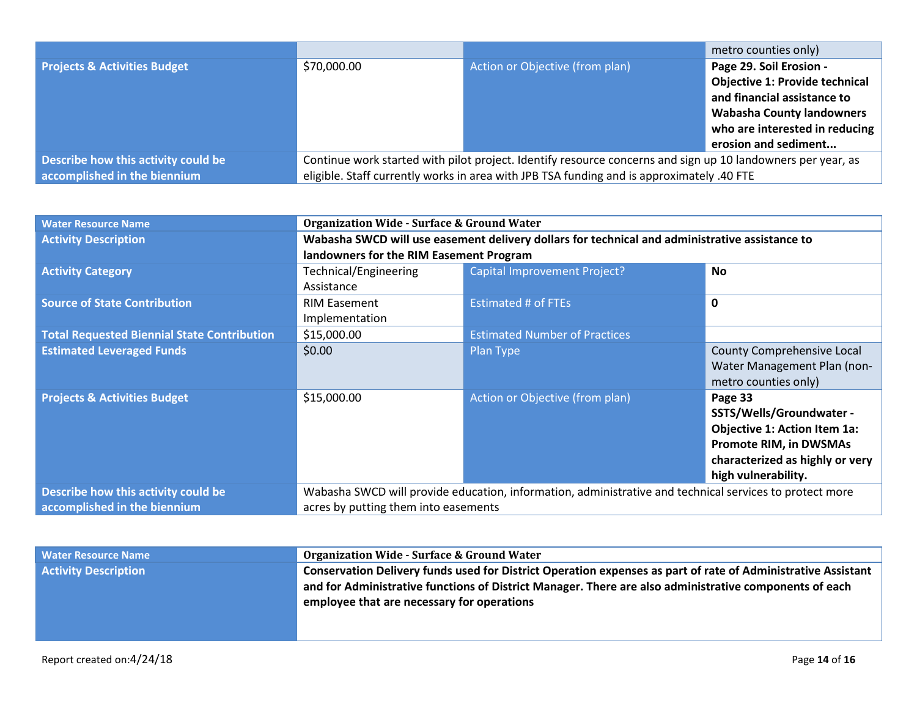| | | | metro counties only) |
|---|---|---|---|
| **Projects & Activities Budget** | $70,000.00 | Action or Objective (from plan) | **Page 29. Soil Erosion - Objective 1: Provide technical and financial assistance to Wabasha County landowners who are interested in reducing erosion and sediment...** |
| **Describe how this activity could be accomplished in the biennium** | Continue work started with pilot project. Identify resource concerns and sign up 10 landowners per year, as eligible. Staff currently works in area with JPB TSA funding and is approximately .40 FTE | | |

| **Water Resource Name** | **Organization Wide - Surface & Ground Water** | | |
|---|---|---|---|
| **Activity Description** | **Wabasha SWCD will use easement delivery dollars for technical and administrative assistance to landowners for the RIM Easement Program** | | |
| **Activity Category** | Technical/Engineering Assistance | Capital Improvement Project? | **No** |
| **Source of State Contribution** | RIM Easement Implementation | Estimated # of FTEs | **0** |
| **Total Requested Biennial State Contribution** | $15,000.00 | Estimated Number of Practices | |
| **Estimated Leveraged Funds** | $0.00 | Plan Type | County Comprehensive Local Water Management Plan (non-metro counties only) |
| **Projects & Activities Budget** | $15,000.00 | Action or Objective (from plan) | **Page 33 SSTS/Wells/Groundwater - Objective 1: Action Item 1a: Promote RIM, in DWSMAs characterized as highly or very high vulnerability.** |
| **Describe how this activity could be accomplished in the biennium** | Wabasha SWCD will provide education, information, administrative and technical services to protect more acres by putting them into easements | | |

| **Water Resource Name** | **Organization Wide - Surface & Ground Water** |
|---|---|
| **Activity Description** | **Conservation Delivery funds used for District Operation expenses as part of rate of Administrative Assistant and for Administrative functions of District Manager. There are also administrative components of each employee that are necessary for operations** |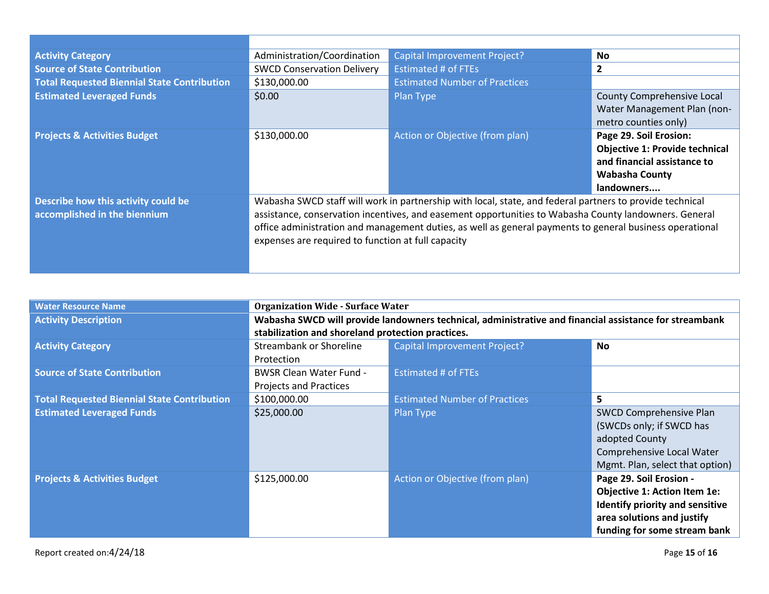| | | | |
|---|---|---|---|
| **Activity Category** | Administration/Coordination | Capital Improvement Project? | **No** |
| **Source of State Contribution** | SWCD Conservation Delivery | Estimated # of FTEs | **2** |
| **Total Requested Biennial State Contribution** | $130,000.00 | Estimated Number of Practices | |
| **Estimated Leveraged Funds** | $0.00 | Plan Type | County Comprehensive Local Water Management Plan (non-metro counties only) |
| **Projects & Activities Budget** | $130,000.00 | Action or Objective (from plan) | **Page 29. Soil Erosion: Objective 1: Provide technical and financial assistance to Wabasha County landowners....** |
| **Describe how this activity could be accomplished in the biennium** | Wabasha SWCD staff will work in partnership with local, state, and federal partners to provide technical assistance, conservation incentives, and easement opportunities to Wabasha County landowners. General office administration and management duties, as well as general payments to general business operational expenses are required to function at full capacity | | |

| **Water Resource Name** | **Organization Wide - Surface Water** | | |
|---|---|---|---|
| **Activity Description** | **Wabasha SWCD will provide landowners technical, administrative and financial assistance for streambank stabilization and shoreland protection practices.** | | |
| **Activity Category** | Streambank or Shoreline Protection | Capital Improvement Project? | **No** |
| **Source of State Contribution** | BWSR Clean Water Fund - Projects and Practices | Estimated # of FTEs | |
| **Total Requested Biennial State Contribution** | $100,000.00 | Estimated Number of Practices | **5** |
| **Estimated Leveraged Funds** | $25,000.00 | Plan Type | SWCD Comprehensive Plan (SWCDs only; if SWCD has adopted County Comprehensive Local Water Mgmt. Plan, select that option) |
| **Projects & Activities Budget** | $125,000.00 | Action or Objective (from plan) | **Page 29. Soil Erosion - Objective 1: Action Item 1e: Identify priority and sensitive area solutions and justify funding for some stream bank** |

Report created on:4/24/18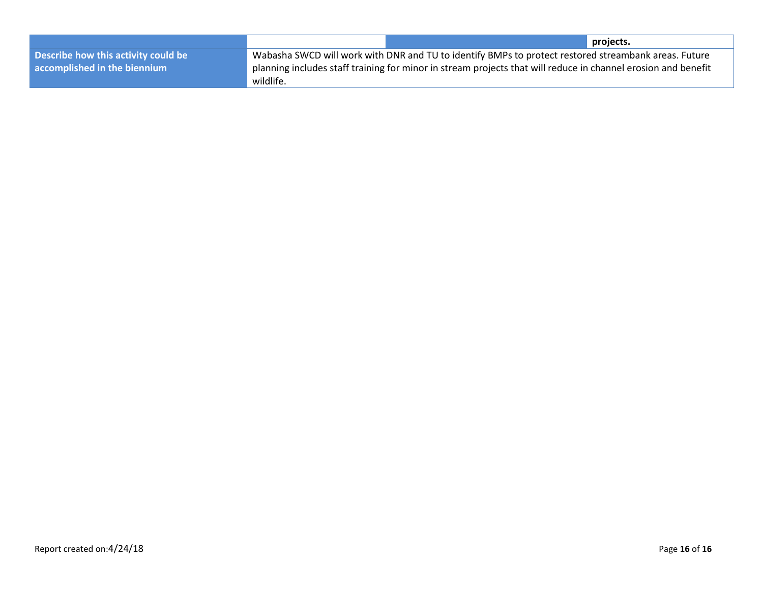| | | | |
|---|---|---|---|
| | | | **projects.** |
| **Describe how this activity could be accomplished in the biennium** | Wabasha SWCD will work with DNR and TU to identify BMPs to protect restored streambank areas. Future planning includes staff training for minor in stream projects that will reduce in channel erosion and benefit wildlife. | | |

Report created on:4/24/18